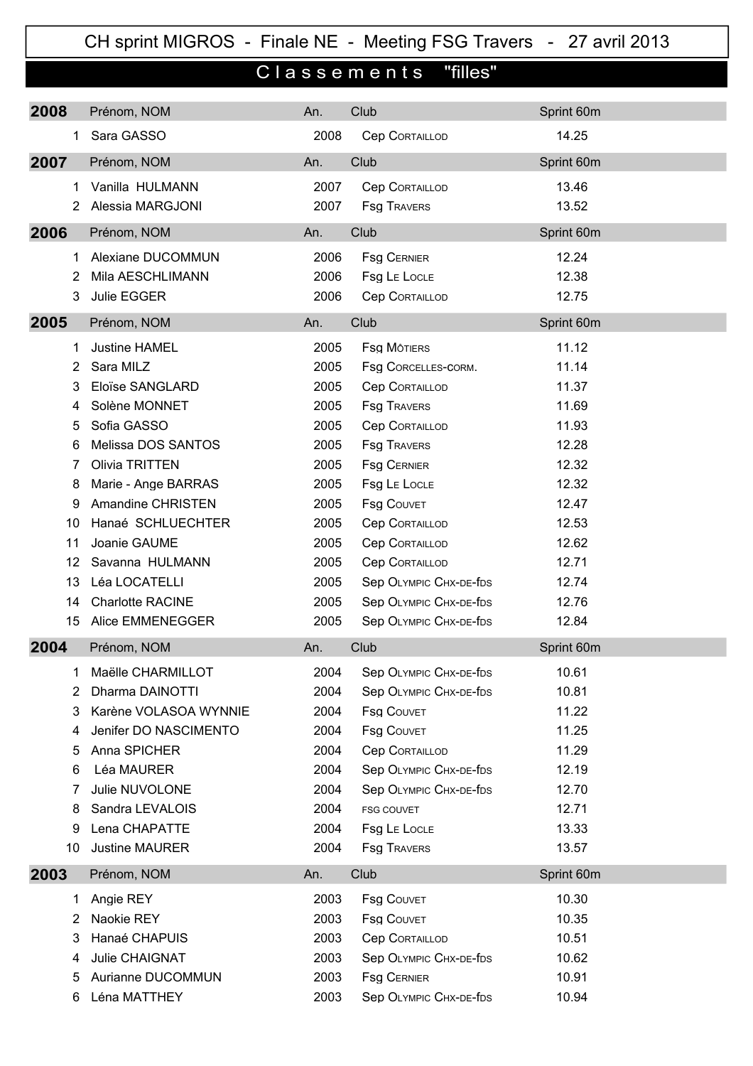# CH sprint MIGROS - Finale NE - Meeting FSG Travers - 27 avril 2013

## Classements "filles"

| 2008 | Prénom, NOM | An. | Club | Sprint 60m |
|---|---|---|---|---|
| 1 | Sara GASSO | 2008 | Cep Cortaillod | 14.25 |

| 2007 | Prénom, NOM | An. | Club | Sprint 60m |
|---|---|---|---|---|
| 1 | Vanilla HULMANN | 2007 | Cep Cortaillod | 13.46 |
| 2 | Alessia MARGJONI | 2007 | Fsg Travers | 13.52 |

| 2006 | Prénom, NOM | An. | Club | Sprint 60m |
|---|---|---|---|---|
| 1 | Alexiane DUCOMMUN | 2006 | Fsg Cernier | 12.24 |
| 2 | Mila AESCHLIMANN | 2006 | Fsg Le Locle | 12.38 |
| 3 | Julie EGGER | 2006 | Cep Cortaillod | 12.75 |

| 2005 | Prénom, NOM | An. | Club | Sprint 60m |
|---|---|---|---|---|
| 1 | Justine HAMEL | 2005 | Fsg Môtiers | 11.12 |
| 2 | Sara MILZ | 2005 | Fsg Corcelles-corm. | 11.14 |
| 3 | Eloïse SANGLARD | 2005 | Cep Cortaillod | 11.37 |
| 4 | Solène MONNET | 2005 | Fsg Travers | 11.69 |
| 5 | Sofia GASSO | 2005 | Cep Cortaillod | 11.93 |
| 6 | Melissa DOS SANTOS | 2005 | Fsg Travers | 12.28 |
| 7 | Olivia TRITTEN | 2005 | Fsg Cernier | 12.32 |
| 8 | Marie - Ange BARRAS | 2005 | Fsg Le Locle | 12.32 |
| 9 | Amandine CHRISTEN | 2005 | Fsg Couvet | 12.47 |
| 10 | Hanaé SCHLUECHTER | 2005 | Cep Cortaillod | 12.53 |
| 11 | Joanie GAUME | 2005 | Cep Cortaillod | 12.62 |
| 12 | Savanna HULMANN | 2005 | Cep Cortaillod | 12.71 |
| 13 | Léa LOCATELLI | 2005 | Sep Olympic Chx-de-fds | 12.74 |
| 14 | Charlotte RACINE | 2005 | Sep Olympic Chx-de-fds | 12.76 |
| 15 | Alice EMMENEGGER | 2005 | Sep Olympic Chx-de-fds | 12.84 |

| 2004 | Prénom, NOM | An. | Club | Sprint 60m |
|---|---|---|---|---|
| 1 | Maëlle CHARMILLOT | 2004 | Sep Olympic Chx-de-fds | 10.61 |
| 2 | Dharma DAINOTTI | 2004 | Sep Olympic Chx-de-fds | 10.81 |
| 3 | Karène VOLASOA WYNNIE | 2004 | Fsg Couvet | 11.22 |
| 4 | Jenifer DO NASCIMENTO | 2004 | Fsg Couvet | 11.25 |
| 5 | Anna SPICHER | 2004 | Cep Cortaillod | 11.29 |
| 6 | Léa MAURER | 2004 | Sep Olympic Chx-de-fds | 12.19 |
| 7 | Julie NUVOLONE | 2004 | Sep Olympic Chx-de-fds | 12.70 |
| 8 | Sandra LEVALOIS | 2004 | FSG COUVET | 12.71 |
| 9 | Lena CHAPATTE | 2004 | Fsg Le Locle | 13.33 |
| 10 | Justine MAURER | 2004 | Fsg Travers | 13.57 |

| 2003 | Prénom, NOM | An. | Club | Sprint 60m |
|---|---|---|---|---|
| 1 | Angie REY | 2003 | Fsg Couvet | 10.30 |
| 2 | Naokie REY | 2003 | Fsg Couvet | 10.35 |
| 3 | Hanaé CHAPUIS | 2003 | Cep Cortaillod | 10.51 |
| 4 | Julie CHAIGNAT | 2003 | Sep Olympic Chx-de-fds | 10.62 |
| 5 | Aurianne DUCOMMUN | 2003 | Fsg Cernier | 10.91 |
| 6 | Léna MATTHEY | 2003 | Sep Olympic Chx-de-fds | 10.94 |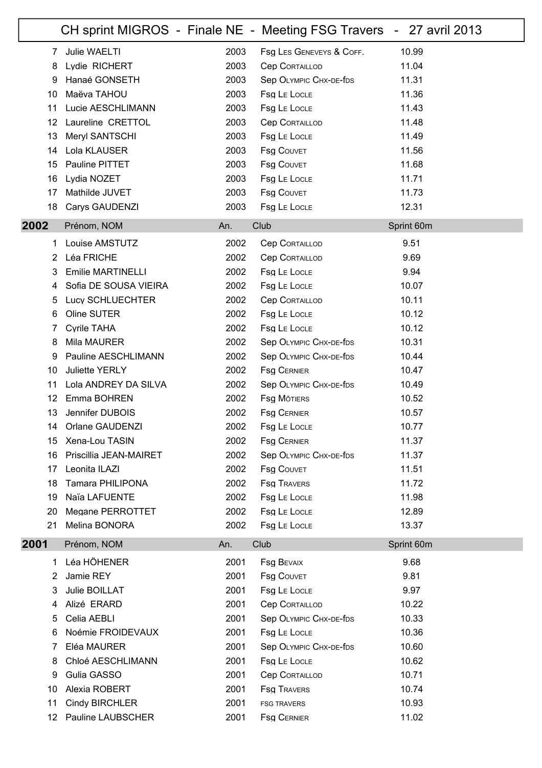# CH sprint MIGROS - Finale NE - Meeting FSG Travers - 27 avril 2013

| | Prénom, NOM | An. | Club | Sprint 60m |
|---|---|---|---|---|
| 7 | Julie WAELTI | 2003 | Fsg Les Geneveys & Coff. | 10.99 |
| 8 | Lydie RICHERT | 2003 | Cep Cortaillod | 11.04 |
| 9 | Hanaé GONSETH | 2003 | Sep Olympic Chx-de-fds | 11.31 |
| 10 | Maëva TAHOU | 2003 | Fsg Le Locle | 11.36 |
| 11 | Lucie AESCHLIMANN | 2003 | Fsg Le Locle | 11.43 |
| 12 | Laureline CRETTOL | 2003 | Cep Cortaillod | 11.48 |
| 13 | Meryl SANTSCHI | 2003 | Fsg Le Locle | 11.49 |
| 14 | Lola KLAUSER | 2003 | Fsg Couvet | 11.56 |
| 15 | Pauline PITTET | 2003 | Fsg Couvet | 11.68 |
| 16 | Lydia NOZET | 2003 | Fsg Le Locle | 11.71 |
| 17 | Mathilde JUVET | 2003 | Fsg Couvet | 11.73 |
| 18 | Carys GAUDENZI | 2003 | Fsg Le Locle | 12.31 |

| 2002 | Prénom, NOM | An. | Club | Sprint 60m |
|---|---|---|---|---|
| 1 | Louise AMSTUTZ | 2002 | Cep Cortaillod | 9.51 |
| 2 | Léa FRICHE | 2002 | Cep Cortaillod | 9.69 |
| 3 | Emilie MARTINELLI | 2002 | Fsg Le Locle | 9.94 |
| 4 | Sofia DE SOUSA VIEIRA | 2002 | Fsg Le Locle | 10.07 |
| 5 | Lucy SCHLUECHTER | 2002 | Cep Cortaillod | 10.11 |
| 6 | Oline SUTER | 2002 | Fsg Le Locle | 10.12 |
| 7 | Cyrile TAHA | 2002 | Fsg Le Locle | 10.12 |
| 8 | Mila MAURER | 2002 | Sep Olympic Chx-de-fds | 10.31 |
| 9 | Pauline AESCHLIMANN | 2002 | Sep Olympic Chx-de-fds | 10.44 |
| 10 | Juliette YERLY | 2002 | Fsg Cernier | 10.47 |
| 11 | Lola ANDREY DA SILVA | 2002 | Sep Olympic Chx-de-fds | 10.49 |
| 12 | Emma BOHREN | 2002 | Fsg Môtiers | 10.52 |
| 13 | Jennifer DUBOIS | 2002 | Fsg Cernier | 10.57 |
| 14 | Orlane GAUDENZI | 2002 | Fsg Le Locle | 10.77 |
| 15 | Xena-Lou TASIN | 2002 | Fsg Cernier | 11.37 |
| 16 | Priscillia JEAN-MAIRET | 2002 | Sep Olympic Chx-de-fds | 11.37 |
| 17 | Leonita ILAZI | 2002 | Fsg Couvet | 11.51 |
| 18 | Tamara PHILIPONA | 2002 | Fsg Travers | 11.72 |
| 19 | Naïa LAFUENTE | 2002 | Fsg Le Locle | 11.98 |
| 20 | Megane PERROTTET | 2002 | Fsg Le Locle | 12.89 |
| 21 | Melina BONORA | 2002 | Fsg Le Locle | 13.37 |

| 2001 | Prénom, NOM | An. | Club | Sprint 60m |
|---|---|---|---|---|
| 1 | Léa HÖHENER | 2001 | Fsg Bevaix | 9.68 |
| 2 | Jamie REY | 2001 | Fsg Couvet | 9.81 |
| 3 | Julie BOILLAT | 2001 | Fsg Le Locle | 9.97 |
| 4 | Alizé ERARD | 2001 | Cep Cortaillod | 10.22 |
| 5 | Celia AEBLI | 2001 | Sep Olympic Chx-de-fds | 10.33 |
| 6 | Noémie FROIDEVAUX | 2001 | Fsg Le Locle | 10.36 |
| 7 | Eléa MAURER | 2001 | Sep Olympic Chx-de-fds | 10.60 |
| 8 | Chloé AESCHLIMANN | 2001 | Fsg Le Locle | 10.62 |
| 9 | Gulia GASSO | 2001 | Cep Cortaillod | 10.71 |
| 10 | Alexia ROBERT | 2001 | Fsg Travers | 10.74 |
| 11 | Cindy BIRCHLER | 2001 | FSG TRAVERS | 10.93 |
| 12 | Pauline LAUBSCHER | 2001 | Fsg Cernier | 11.02 |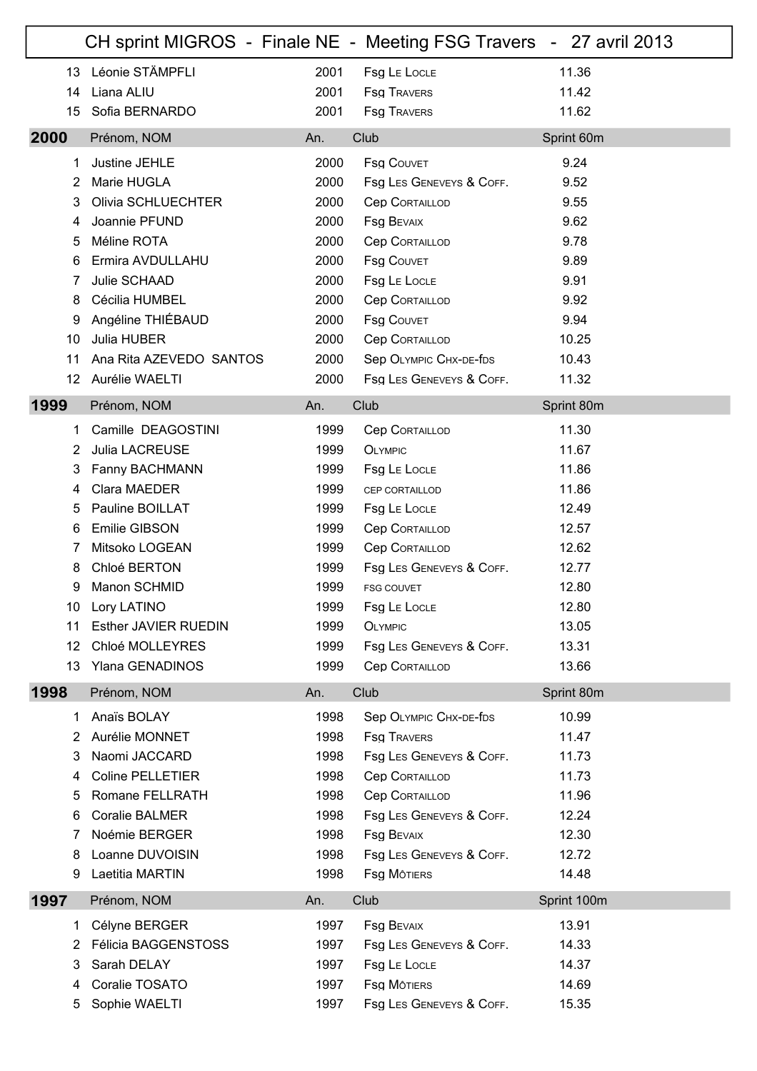# CH sprint MIGROS - Finale NE - Meeting FSG Travers - 27 avril 2013

| | | An. | Club | |
|---|---|---|---|---|
| 13 | Léonie STÄMPFLI | 2001 | Fsg Le Locle | 11.36 |
| 14 | Liana ALIU | 2001 | Fsg Travers | 11.42 |
| 15 | Sofia BERNARDO | 2001 | Fsg Travers | 11.62 |

| **2000** | Prénom, NOM | An. | Club | Sprint 60m |
|---|---|---|---|---|
| 1 | Justine JEHLE | 2000 | Fsg Couvet | 9.24 |
| 2 | Marie HUGLA | 2000 | Fsg Les Geneveys & Coff. | 9.52 |
| 3 | Olivia SCHLUECHTER | 2000 | Cep Cortaillod | 9.55 |
| 4 | Joannie PFUND | 2000 | Fsg Bevaix | 9.62 |
| 5 | Méline ROTA | 2000 | Cep Cortaillod | 9.78 |
| 6 | Ermira AVDULLAHU | 2000 | Fsg Couvet | 9.89 |
| 7 | Julie SCHAAD | 2000 | Fsg Le Locle | 9.91 |
| 8 | Cécilia HUMBEL | 2000 | Cep Cortaillod | 9.92 |
| 9 | Angéline THIÉBAUD | 2000 | Fsg Couvet | 9.94 |
| 10 | Julia HUBER | 2000 | Cep Cortaillod | 10.25 |
| 11 | Ana Rita AZEVEDO SANTOS | 2000 | Sep Olympic Chx-de-fds | 10.43 |
| 12 | Aurélie WAELTI | 2000 | Fsg Les Geneveys & Coff. | 11.32 |

| **1999** | Prénom, NOM | An. | Club | Sprint 80m |
|---|---|---|---|---|
| 1 | Camille DEAGOSTINI | 1999 | Cep Cortaillod | 11.30 |
| 2 | Julia LACREUSE | 1999 | Olympic | 11.67 |
| 3 | Fanny BACHMANN | 1999 | Fsg Le Locle | 11.86 |
| 4 | Clara MAEDER | 1999 | CEP CORTAILLOD | 11.86 |
| 5 | Pauline BOILLAT | 1999 | Fsg Le Locle | 12.49 |
| 6 | Emilie GIBSON | 1999 | Cep Cortaillod | 12.57 |
| 7 | Mitsoko LOGEAN | 1999 | Cep Cortaillod | 12.62 |
| 8 | Chloé BERTON | 1999 | Fsg Les Geneveys & Coff. | 12.77 |
| 9 | Manon SCHMID | 1999 | FSG COUVET | 12.80 |
| 10 | Lory LATINO | 1999 | Fsg Le Locle | 12.80 |
| 11 | Esther JAVIER RUEDIN | 1999 | Olympic | 13.05 |
| 12 | Chloé MOLLEYRES | 1999 | Fsg Les Geneveys & Coff. | 13.31 |
| 13 | Ylana GENADINOS | 1999 | Cep Cortaillod | 13.66 |

| **1998** | Prénom, NOM | An. | Club | Sprint 80m |
|---|---|---|---|---|
| 1 | Anaïs BOLAY | 1998 | Sep Olympic Chx-de-fds | 10.99 |
| 2 | Aurélie MONNET | 1998 | Fsg Travers | 11.47 |
| 3 | Naomi JACCARD | 1998 | Fsg Les Geneveys & Coff. | 11.73 |
| 4 | Coline PELLETIER | 1998 | Cep Cortaillod | 11.73 |
| 5 | Romane FELLRATH | 1998 | Cep Cortaillod | 11.96 |
| 6 | Coralie BALMER | 1998 | Fsg Les Geneveys & Coff. | 12.24 |
| 7 | Noémie BERGER | 1998 | Fsg Bevaix | 12.30 |
| 8 | Loanne DUVOISIN | 1998 | Fsg Les Geneveys & Coff. | 12.72 |
| 9 | Laetitia MARTIN | 1998 | Fsg Môtiers | 14.48 |

| **1997** | Prénom, NOM | An. | Club | Sprint 100m |
|---|---|---|---|---|
| 1 | Célyne BERGER | 1997 | Fsg Bevaix | 13.91 |
| 2 | Félicia BAGGENSTOSS | 1997 | Fsg Les Geneveys & Coff. | 14.33 |
| 3 | Sarah DELAY | 1997 | Fsg Le Locle | 14.37 |
| 4 | Coralie TOSATO | 1997 | Fsg Môtiers | 14.69 |
| 5 | Sophie WAELTI | 1997 | Fsg Les Geneveys & Coff. | 15.35 |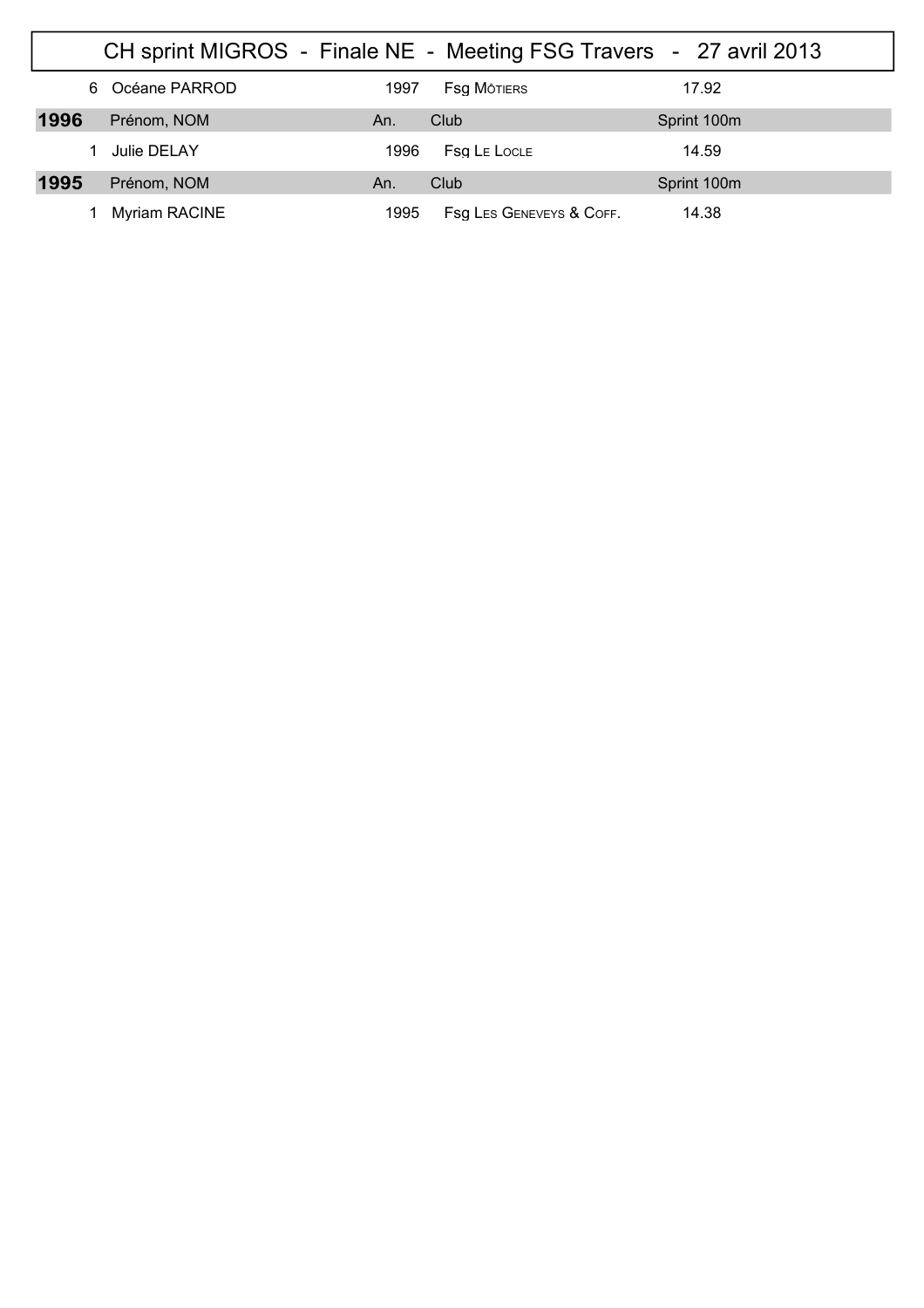# CH sprint MIGROS - Finale NE - Meeting FSG Travers - 27 avril 2013

| | | | | |
|---|---|---|---|---|
| 6 | Océane PARROD | 1997 | Fsg Môtiers | 17.92 |

| 1996 | Prénom, NOM | An. | Club | Sprint 100m |
|---|---|---|---|---|
| 1 | Julie DELAY | 1996 | Fsg Le Locle | 14.59 |

| 1995 | Prénom, NOM | An. | Club | Sprint 100m |
|---|---|---|---|---|
| 1 | Myriam RACINE | 1995 | Fsg Les Geneveys & Coff. | 14.38 |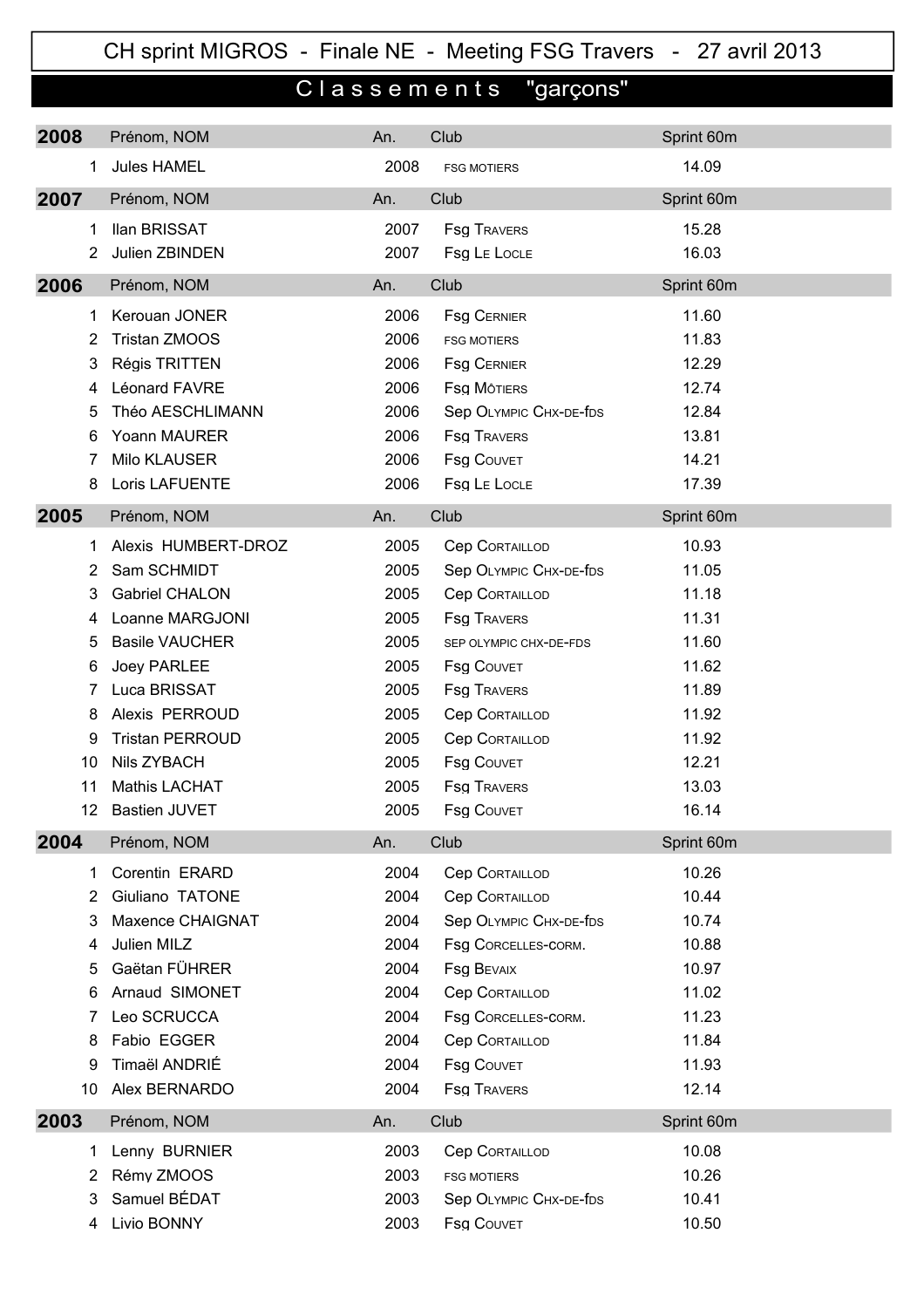# CH sprint MIGROS - Finale NE - Meeting FSG Travers - 27 avril 2013

## Classements "garçons"

| 2008 | Prénom, NOM | An. | Club | Sprint 60m |
|---|---|---|---|---|
| 1 | Jules HAMEL | 2008 | FSG MOTIERS | 14.09 |

| 2007 | Prénom, NOM | An. | Club | Sprint 60m |
|---|---|---|---|---|
| 1 | Ilan BRISSAT | 2007 | Fsg Travers | 15.28 |
| 2 | Julien ZBINDEN | 2007 | Fsg Le Locle | 16.03 |

| 2006 | Prénom, NOM | An. | Club | Sprint 60m |
|---|---|---|---|---|
| 1 | Kerouan JONER | 2006 | Fsg Cernier | 11.60 |
| 2 | Tristan ZMOOS | 2006 | FSG MOTIERS | 11.83 |
| 3 | Régis TRITTEN | 2006 | Fsg Cernier | 12.29 |
| 4 | Léonard FAVRE | 2006 | Fsg Môtiers | 12.74 |
| 5 | Théo AESCHLIMANN | 2006 | Sep Olympic Chx-de-fds | 12.84 |
| 6 | Yoann MAURER | 2006 | Fsg Travers | 13.81 |
| 7 | Milo KLAUSER | 2006 | Fsg Couvet | 14.21 |
| 8 | Loris LAFUENTE | 2006 | Fsg Le Locle | 17.39 |

| 2005 | Prénom, NOM | An. | Club | Sprint 60m |
|---|---|---|---|---|
| 1 | Alexis HUMBERT-DROZ | 2005 | Cep Cortaillod | 10.93 |
| 2 | Sam SCHMIDT | 2005 | Sep Olympic Chx-de-fds | 11.05 |
| 3 | Gabriel CHALON | 2005 | Cep Cortaillod | 11.18 |
| 4 | Loanne MARGJONI | 2005 | Fsg Travers | 11.31 |
| 5 | Basile VAUCHER | 2005 | SEP OLYMPIC CHX-DE-FDS | 11.60 |
| 6 | Joey PARLEE | 2005 | Fsg Couvet | 11.62 |
| 7 | Luca BRISSAT | 2005 | Fsg Travers | 11.89 |
| 8 | Alexis PERROUD | 2005 | Cep Cortaillod | 11.92 |
| 9 | Tristan PERROUD | 2005 | Cep Cortaillod | 11.92 |
| 10 | Nils ZYBACH | 2005 | Fsg Couvet | 12.21 |
| 11 | Mathis LACHAT | 2005 | Fsg Travers | 13.03 |
| 12 | Bastien JUVET | 2005 | Fsg Couvet | 16.14 |

| 2004 | Prénom, NOM | An. | Club | Sprint 60m |
|---|---|---|---|---|
| 1 | Corentin ERARD | 2004 | Cep Cortaillod | 10.26 |
| 2 | Giuliano TATONE | 2004 | Cep Cortaillod | 10.44 |
| 3 | Maxence CHAIGNAT | 2004 | Sep Olympic Chx-de-fds | 10.74 |
| 4 | Julien MILZ | 2004 | Fsg Corcelles-corm. | 10.88 |
| 5 | Gaëtan FÜHRER | 2004 | Fsg Bevaix | 10.97 |
| 6 | Arnaud SIMONET | 2004 | Cep Cortaillod | 11.02 |
| 7 | Leo SCRUCCA | 2004 | Fsg Corcelles-corm. | 11.23 |
| 8 | Fabio EGGER | 2004 | Cep Cortaillod | 11.84 |
| 9 | Timaël ANDRIÉ | 2004 | Fsg Couvet | 11.93 |
| 10 | Alex BERNARDO | 2004 | Fsg Travers | 12.14 |

| 2003 | Prénom, NOM | An. | Club | Sprint 60m |
|---|---|---|---|---|
| 1 | Lenny BURNIER | 2003 | Cep Cortaillod | 10.08 |
| 2 | Rémy ZMOOS | 2003 | FSG MOTIERS | 10.26 |
| 3 | Samuel BÉDAT | 2003 | Sep Olympic Chx-de-fds | 10.41 |
| 4 | Livio BONNY | 2003 | Fsg Couvet | 10.50 |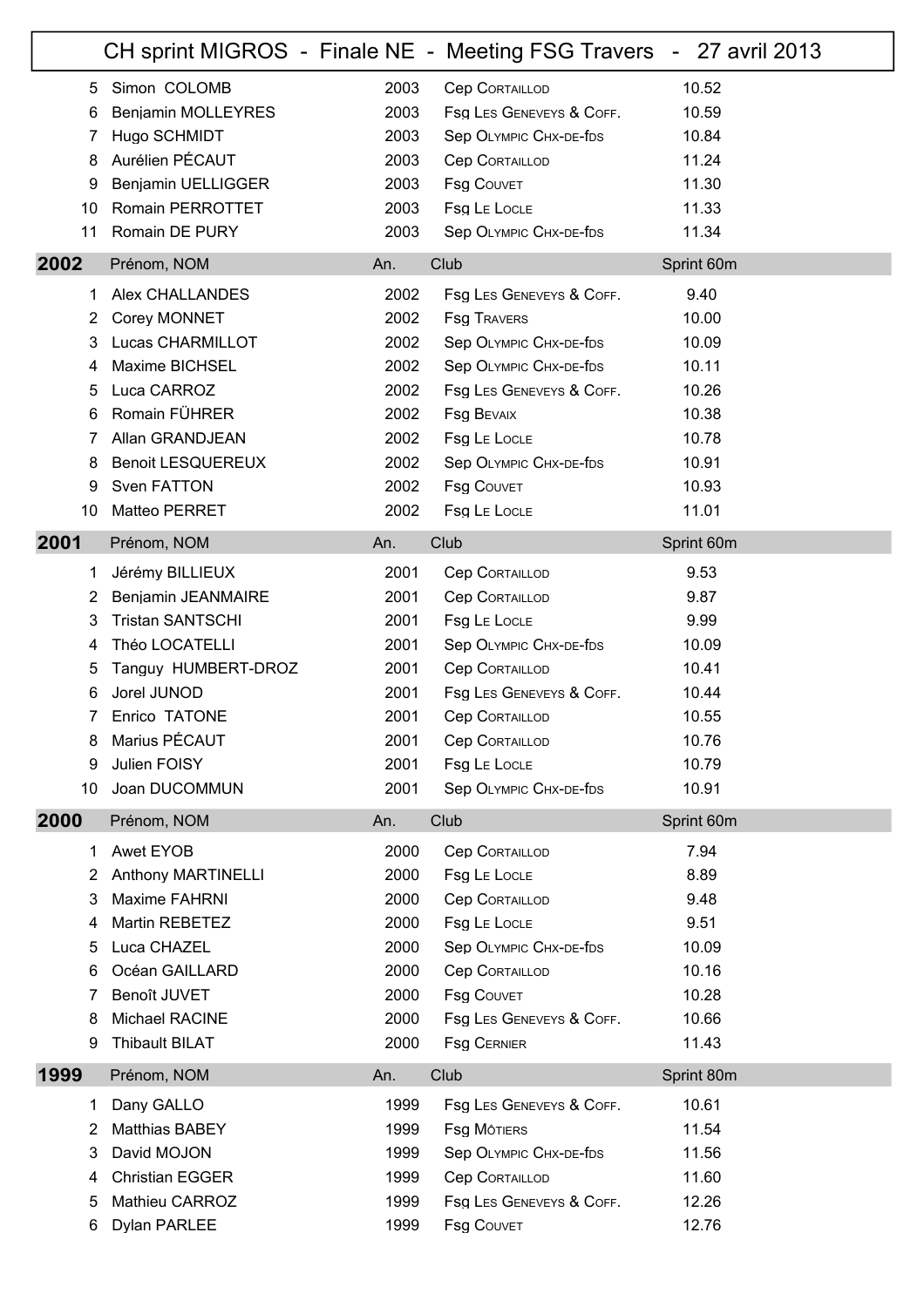# CH sprint MIGROS - Finale NE - Meeting FSG Travers - 27 avril 2013

| | Prénom, NOM | An. | Club | Sprint 60m |
|---|---|---|---|---|
| 5 | Simon COLOMB | 2003 | Cep Cortaillod | 10.52 |
| 6 | Benjamin MOLLEYRES | 2003 | Fsg Les Geneveys & Coff. | 10.59 |
| 7 | Hugo SCHMIDT | 2003 | Sep Olympic Chx-de-fds | 10.84 |
| 8 | Aurélien PÉCAUT | 2003 | Cep Cortaillod | 11.24 |
| 9 | Benjamin UELLIGGER | 2003 | Fsg Couvet | 11.30 |
| 10 | Romain PERROTTET | 2003 | Fsg Le Locle | 11.33 |
| 11 | Romain DE PURY | 2003 | Sep Olympic Chx-de-fds | 11.34 |

| 2002 | Prénom, NOM | An. | Club | Sprint 60m |
|---|---|---|---|---|
| 1 | Alex CHALLANDES | 2002 | Fsg Les Geneveys & Coff. | 9.40 |
| 2 | Corey MONNET | 2002 | Fsg Travers | 10.00 |
| 3 | Lucas CHARMILLOT | 2002 | Sep Olympic Chx-de-fds | 10.09 |
| 4 | Maxime BICHSEL | 2002 | Sep Olympic Chx-de-fds | 10.11 |
| 5 | Luca CARROZ | 2002 | Fsg Les Geneveys & Coff. | 10.26 |
| 6 | Romain FÜHRER | 2002 | Fsg Bevaix | 10.38 |
| 7 | Allan GRANDJEAN | 2002 | Fsg Le Locle | 10.78 |
| 8 | Benoit LESQUEREUX | 2002 | Sep Olympic Chx-de-fds | 10.91 |
| 9 | Sven FATTON | 2002 | Fsg Couvet | 10.93 |
| 10 | Matteo PERRET | 2002 | Fsg Le Locle | 11.01 |

| 2001 | Prénom, NOM | An. | Club | Sprint 60m |
|---|---|---|---|---|
| 1 | Jérémy BILLIEUX | 2001 | Cep Cortaillod | 9.53 |
| 2 | Benjamin JEANMAIRE | 2001 | Cep Cortaillod | 9.87 |
| 3 | Tristan SANTSCHI | 2001 | Fsg Le Locle | 9.99 |
| 4 | Théo LOCATELLI | 2001 | Sep Olympic Chx-de-fds | 10.09 |
| 5 | Tanguy HUMBERT-DROZ | 2001 | Cep Cortaillod | 10.41 |
| 6 | Jorel JUNOD | 2001 | Fsg Les Geneveys & Coff. | 10.44 |
| 7 | Enrico TATONE | 2001 | Cep Cortaillod | 10.55 |
| 8 | Marius PÉCAUT | 2001 | Cep Cortaillod | 10.76 |
| 9 | Julien FOISY | 2001 | Fsg Le Locle | 10.79 |
| 10 | Joan DUCOMMUN | 2001 | Sep Olympic Chx-de-fds | 10.91 |

| 2000 | Prénom, NOM | An. | Club | Sprint 60m |
|---|---|---|---|---|
| 1 | Awet EYOB | 2000 | Cep Cortaillod | 7.94 |
| 2 | Anthony MARTINELLI | 2000 | Fsg Le Locle | 8.89 |
| 3 | Maxime FAHRNI | 2000 | Cep Cortaillod | 9.48 |
| 4 | Martin REBETEZ | 2000 | Fsg Le Locle | 9.51 |
| 5 | Luca CHAZEL | 2000 | Sep Olympic Chx-de-fds | 10.09 |
| 6 | Océan GAILLARD | 2000 | Cep Cortaillod | 10.16 |
| 7 | Benoît JUVET | 2000 | Fsg Couvet | 10.28 |
| 8 | Michael RACINE | 2000 | Fsg Les Geneveys & Coff. | 10.66 |
| 9 | Thibault BILAT | 2000 | Fsg Cernier | 11.43 |

| 1999 | Prénom, NOM | An. | Club | Sprint 80m |
|---|---|---|---|---|
| 1 | Dany GALLO | 1999 | Fsg Les Geneveys & Coff. | 10.61 |
| 2 | Matthias BABEY | 1999 | Fsg Môtiers | 11.54 |
| 3 | David MOJON | 1999 | Sep Olympic Chx-de-fds | 11.56 |
| 4 | Christian EGGER | 1999 | Cep Cortaillod | 11.60 |
| 5 | Mathieu CARROZ | 1999 | Fsg Les Geneveys & Coff. | 12.26 |
| 6 | Dylan PARLEE | 1999 | Fsg Couvet | 12.76 |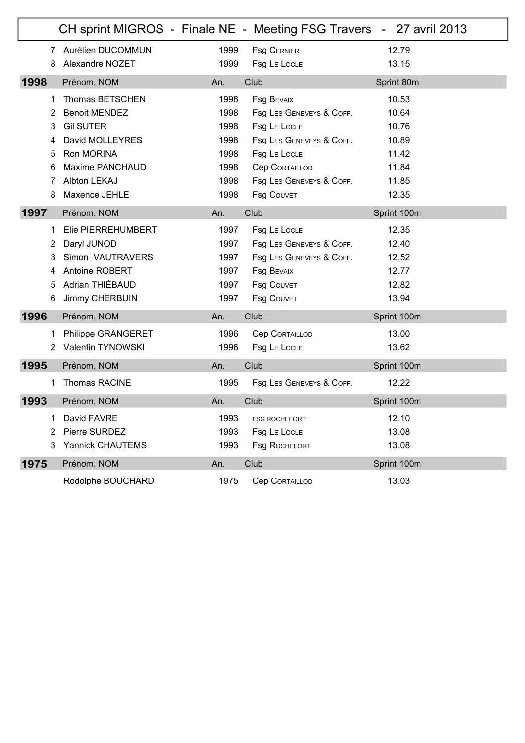# CH sprint MIGROS - Finale NE - Meeting FSG Travers - 27 avril 2013

| | | | | |
|---|---|---|---|---|
| 7 | Aurélien DUCOMMUN | 1999 | Fsg Cernier | 12.79 |
| 8 | Alexandre NOZET | 1999 | Fsg Le Locle | 13.15 |

| 1998 | Prénom, NOM | An. | Club | Sprint 80m |
|---|---|---|---|---|
| 1 | Thomas BETSCHEN | 1998 | Fsg Bevaix | 10.53 |
| 2 | Benoit MENDEZ | 1998 | Fsg Les Geneveys & Coff. | 10.64 |
| 3 | Gil SUTER | 1998 | Fsg Le Locle | 10.76 |
| 4 | David MOLLEYRES | 1998 | Fsg Les Geneveys & Coff. | 10.89 |
| 5 | Ron MORINA | 1998 | Fsg Le Locle | 11.42 |
| 6 | Maxime PANCHAUD | 1998 | Cep Cortaillod | 11.84 |
| 7 | Albton LEKAJ | 1998 | Fsg Les Geneveys & Coff. | 11.85 |
| 8 | Maxence JEHLE | 1998 | Fsg Couvet | 12.35 |

| 1997 | Prénom, NOM | An. | Club | Sprint 100m |
|---|---|---|---|---|
| 1 | Elie PIERREHUMBERT | 1997 | Fsg Le Locle | 12.35 |
| 2 | Daryl JUNOD | 1997 | Fsg Les Geneveys & Coff. | 12.40 |
| 3 | Simon VAUTRAVERS | 1997 | Fsg Les Geneveys & Coff. | 12.52 |
| 4 | Antoine ROBERT | 1997 | Fsg Bevaix | 12.77 |
| 5 | Adrian THIÉBAUD | 1997 | Fsg Couvet | 12.82 |
| 6 | Jimmy CHERBUIN | 1997 | Fsg Couvet | 13.94 |

| 1996 | Prénom, NOM | An. | Club | Sprint 100m |
|---|---|---|---|---|
| 1 | Philippe GRANGERET | 1996 | Cep Cortaillod | 13.00 |
| 2 | Valentin TYNOWSKI | 1996 | Fsg Le Locle | 13.62 |

| 1995 | Prénom, NOM | An. | Club | Sprint 100m |
|---|---|---|---|---|
| 1 | Thomas RACINE | 1995 | Fsg Les Geneveys & Coff. | 12.22 |

| 1993 | Prénom, NOM | An. | Club | Sprint 100m |
|---|---|---|---|---|
| 1 | David FAVRE | 1993 | FSG ROCHEFORT | 12.10 |
| 2 | Pierre SURDEZ | 1993 | Fsg Le Locle | 13.08 |
| 3 | Yannick CHAUTEMS | 1993 | Fsg Rochefort | 13.08 |

| 1975 | Prénom, NOM | An. | Club | Sprint 100m |
|---|---|---|---|---|
| | Rodolphe BOUCHARD | 1975 | Cep Cortaillod | 13.03 |